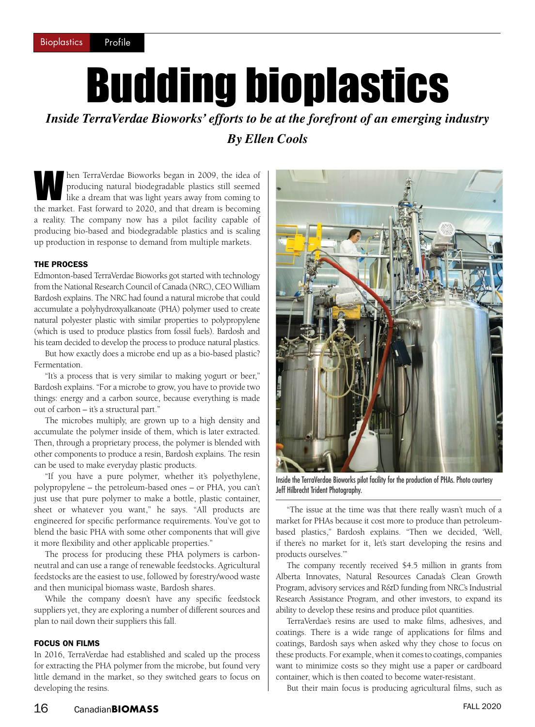Bioplastics Profile

# Budding bioplastics

***Inside TerraVerdae Bioworks' efforts to be at the forefront of an emerging industry***

***By Ellen Cools***

When TerraVerdae Bioworks began in 2009, the idea of producing natural biodegradable plastics still seemed like a dream that was light years away from coming to the market. Fast forward to 2020, and that dream is becoming a reality. The company now has a pilot facility capable of producing bio-based and biodegradable plastics and is scaling up production in response to demand from multiple markets.

## THE PROCESS

Edmonton-based TerraVerdae Bioworks got started with technology from the National Research Council of Canada (NRC), CEO William Bardosh explains. The NRC had found a natural microbe that could accumulate a polyhydroxyalkanoate (PHA) polymer used to create natural polyester plastic with similar properties to polypropylene (which is used to produce plastics from fossil fuels). Bardosh and his team decided to develop the process to produce natural plastics.

But how exactly does a microbe end up as a bio-based plastic? Fermentation.

"It's a process that is very similar to making yogurt or beer," Bardosh explains. "For a microbe to grow, you have to provide two things: energy and a carbon source, because everything is made out of carbon – it's a structural part."

The microbes multiply, are grown up to a high density and accumulate the polymer inside of them, which is later extracted. Then, through a proprietary process, the polymer is blended with other components to produce a resin, Bardosh explains. The resin can be used to make everyday plastic products.

"If you have a pure polymer, whether it's polyethylene, polypropylene – the petroleum-based ones – or PHA, you can't just use that pure polymer to make a bottle, plastic container, sheet or whatever you want," he says. "All products are engineered for specific performance requirements. You've got to blend the basic PHA with some other components that will give it more flexibility and other applicable properties."

The process for producing these PHA polymers is carbon-neutral and can use a range of renewable feedstocks. Agricultural feedstocks are the easiest to use, followed by forestry/wood waste and then municipal biomass waste, Bardosh shares.

While the company doesn't have any specific feedstock suppliers yet, they are exploring a number of different sources and plan to nail down their suppliers this fall.

## FOCUS ON FILMS

In 2016, TerraVerdae had established and scaled up the process for extracting the PHA polymer from the microbe, but found very little demand in the market, so they switched gears to focus on developing the resins.

Inside the TerraVerdae Bioworks pilot facility for the production of PHAs. Photo courtesy Jeff Hilbrecht Trident Photography.

"The issue at the time was that there really wasn't much of a market for PHAs because it cost more to produce than petroleum-based plastics," Bardosh explains. "Then we decided, 'Well, if there's no market for it, let's start developing the resins and products ourselves.'"

The company recently received $4.5 million in grants from Alberta Innovates, Natural Resources Canada's Clean Growth Program, advisory services and R&D funding from NRC's Industrial Research Assistance Program, and other investors, to expand its ability to develop these resins and produce pilot quantities.

TerraVerdae's resins are used to make films, adhesives, and coatings. There is a wide range of applications for films and coatings, Bardosh says when asked why they chose to focus on these products. For example, when it comes to coatings, companies want to minimize costs so they might use a paper or cardboard container, which is then coated to become water-resistant.

But their main focus is producing agricultural films, such as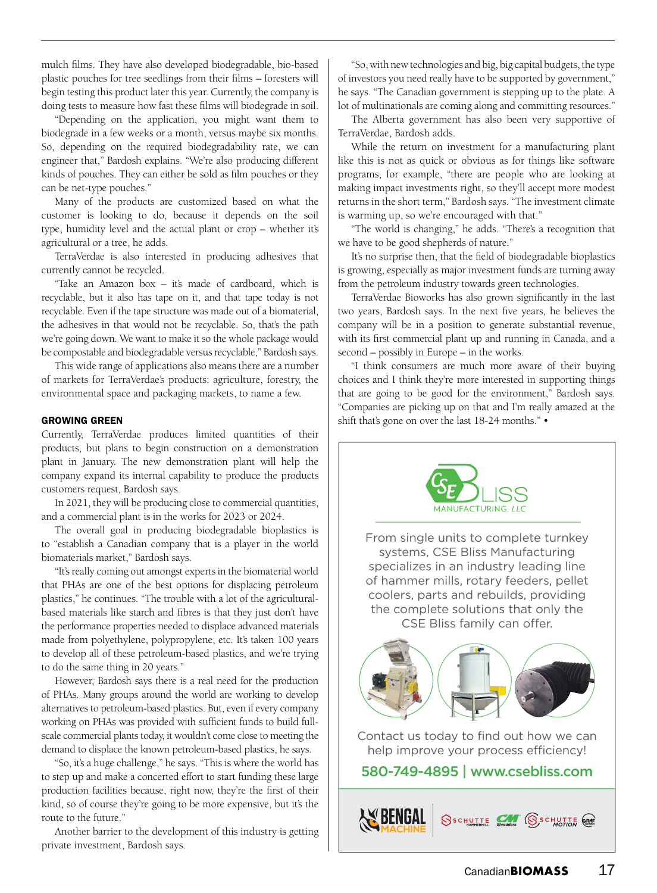mulch films. They have also developed biodegradable, bio-based plastic pouches for tree seedlings from their films – foresters will begin testing this product later this year. Currently, the company is doing tests to measure how fast these films will biodegrade in soil.

"Depending on the application, you might want them to biodegrade in a few weeks or a month, versus maybe six months. So, depending on the required biodegradability rate, we can engineer that," Bardosh explains. "We're also producing different kinds of pouches. They can either be sold as film pouches or they can be net-type pouches."

Many of the products are customized based on what the customer is looking to do, because it depends on the soil type, humidity level and the actual plant or crop – whether it's agricultural or a tree, he adds.

TerraVerdae is also interested in producing adhesives that currently cannot be recycled.

"Take an Amazon box – it's made of cardboard, which is recyclable, but it also has tape on it, and that tape today is not recyclable. Even if the tape structure was made out of a biomaterial, the adhesives in that would not be recyclable. So, that's the path we're going down. We want to make it so the whole package would be compostable and biodegradable versus recyclable," Bardosh says.

This wide range of applications also means there are a number of markets for TerraVerdae's products: agriculture, forestry, the environmental space and packaging markets, to name a few.

## GROWING GREEN

Currently, TerraVerdae produces limited quantities of their products, but plans to begin construction on a demonstration plant in January. The new demonstration plant will help the company expand its internal capability to produce the products customers request, Bardosh says.

In 2021, they will be producing close to commercial quantities, and a commercial plant is in the works for 2023 or 2024.

The overall goal in producing biodegradable bioplastics is to "establish a Canadian company that is a player in the world biomaterials market," Bardosh says.

"It's really coming out amongst experts in the biomaterial world that PHAs are one of the best options for displacing petroleum plastics," he continues. "The trouble with a lot of the agricultural-based materials like starch and fibres is that they just don't have the performance properties needed to displace advanced materials made from polyethylene, polypropylene, etc. It's taken 100 years to develop all of these petroleum-based plastics, and we're trying to do the same thing in 20 years."

However, Bardosh says there is a real need for the production of PHAs. Many groups around the world are working to develop alternatives to petroleum-based plastics. But, even if every company working on PHAs was provided with sufficient funds to build full-scale commercial plants today, it wouldn't come close to meeting the demand to displace the known petroleum-based plastics, he says.

"So, it's a huge challenge," he says. "This is where the world has to step up and make a concerted effort to start funding these large production facilities because, right now, they're the first of their kind, so of course they're going to be more expensive, but it's the route to the future."

Another barrier to the development of this industry is getting private investment, Bardosh says.

"So, with new technologies and big, big capital budgets, the type of investors you need really have to be supported by government," he says. "The Canadian government is stepping up to the plate. A lot of multinationals are coming along and committing resources."

The Alberta government has also been very supportive of TerraVerdae, Bardosh adds.

While the return on investment for a manufacturing plant like this is not as quick or obvious as for things like software programs, for example, "there are people who are looking at making impact investments right, so they'll accept more modest returns in the short term," Bardosh says. "The investment climate is warming up, so we're encouraged with that."

"The world is changing," he adds. "There's a recognition that we have to be good shepherds of nature."

It's no surprise then, that the field of biodegradable bioplastics is growing, especially as major investment funds are turning away from the petroleum industry towards green technologies.

TerraVerdae Bioworks has also grown significantly in the last two years, Bardosh says. In the next five years, he believes the company will be in a position to generate substantial revenue, with its first commercial plant up and running in Canada, and a second – possibly in Europe – in the works.

"I think consumers are much more aware of their buying choices and I think they're more interested in supporting things that are going to be good for the environment," Bardosh says. "Companies are picking up on that and I'm really amazed at the shift that's gone on over the last 18-24 months." •

CSE BLISS MANUFACTURING, LLC

From single units to complete turnkey systems, CSE Bliss Manufacturing specializes in an industry leading line of hammer mills, rotary feeders, pellet coolers, parts and rebuilds, providing the complete solutions that only the CSE Bliss family can offer.

Contact us today to find out how we can help improve your process efficiency!

580-749-4895 | www.csebliss.com

BENGAL MACHINE | SCHUTTE HAMMERMILL | CM Shredders | SCHUTTE MOTION | GRAF